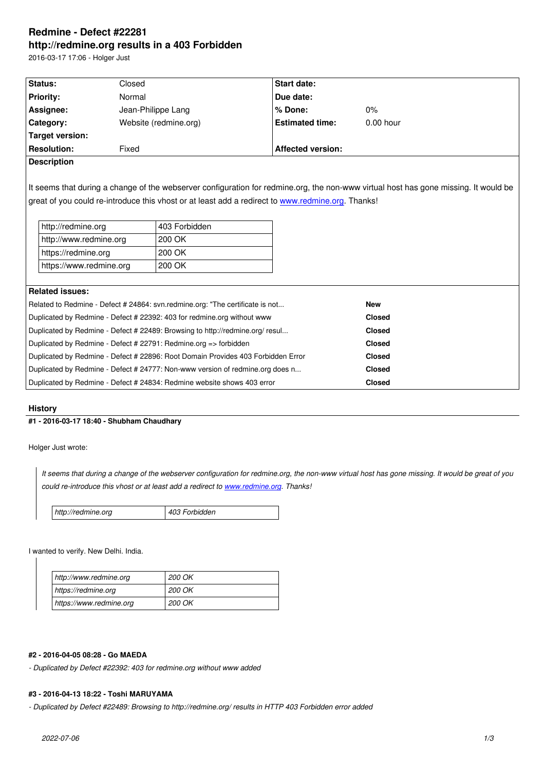# Redmine - Defect #22281

## http://redmine.org results in a 403 Forbidden

2016-03-17 17:06 - Holger Just

| | | | |
|---|---|---|---|
| **Status:** | Closed | **Start date:** | |
| **Priority:** | Normal | **Due date:** | |
| **Assignee:** | Jean-Philippe Lang | **% Done:** | 0% |
| **Category:** | Website (redmine.org) | **Estimated time:** | 0.00 hour |
| **Target version:** | | | |
| **Resolution:** | Fixed | **Affected version:** | |

**Description**

It seems that during a change of the webserver configuration for redmine.org, the non-www virtual host has gone missing. It would be great of you could re-introduce this vhost or at least add a redirect to www.redmine.org. Thanks!

| | |
|---|---|
| http://redmine.org | 403 Forbidden |
| http://www.redmine.org | 200 OK |
| https://redmine.org | 200 OK |
| https://www.redmine.org | 200 OK |

**Related issues:**

| | |
|---|---|
| Related to Redmine - Defect # 24864: svn.redmine.org: "The certificate is not... | **New** |
| Duplicated by Redmine - Defect # 22392: 403 for redmine.org without www | **Closed** |
| Duplicated by Redmine - Defect # 22489: Browsing to http://redmine.org/ resul... | **Closed** |
| Duplicated by Redmine - Defect # 22791: Redmine.org => forbidden | **Closed** |
| Duplicated by Redmine - Defect # 22896: Root Domain Provides 403 Forbidden Error | **Closed** |
| Duplicated by Redmine - Defect # 24777: Non-www version of redmine.org does n... | **Closed** |
| Duplicated by Redmine - Defect # 24834: Redmine website shows 403 error | **Closed** |

## History

### #1 - 2016-03-17 18:40 - Shubham Chaudhary

Holger Just wrote:

> *It seems that during a change of the webserver configuration for redmine.org, the non-www virtual host has gone missing. It would be great of you could re-introduce this vhost or at least add a redirect to www.redmine.org. Thanks!*
>
> | | |
> |---|---|
> | *http://redmine.org* | *403 Forbidden* |

I wanted to verify. New Delhi. India.

> | | |
> |---|---|
> | *http://www.redmine.org* | *200 OK* |
> | *https://redmine.org* | *200 OK* |
> | *https://www.redmine.org* | *200 OK* |

### #2 - 2016-04-05 08:28 - Go MAEDA

*- Duplicated by Defect #22392: 403 for redmine.org without www added*

### #3 - 2016-04-13 18:22 - Toshi MARUYAMA

*- Duplicated by Defect #22489: Browsing to http://redmine.org/ results in HTTP 403 Forbidden error added*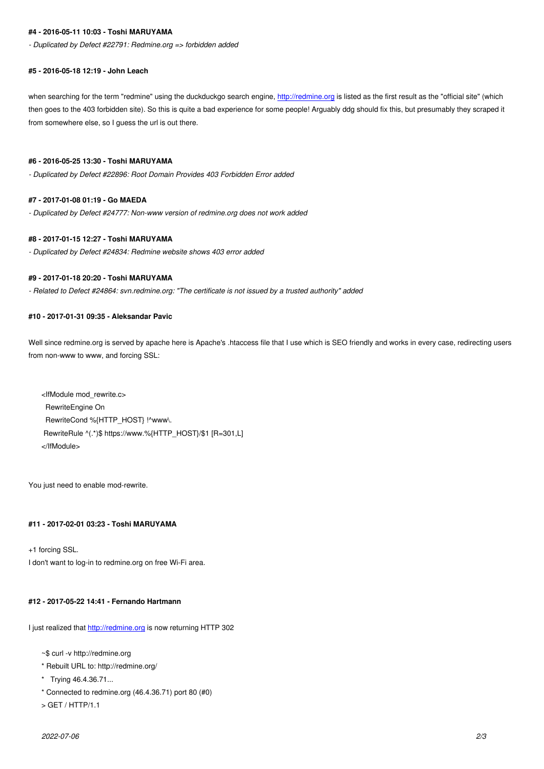#### #4 - 2016-05-11 10:03 - Toshi MARUYAMA

*- Duplicated by Defect #22791: Redmine.org => forbidden added*

#### #5 - 2016-05-18 12:19 - John Leach

when searching for the term "redmine" using the duckduckgo search engine, http://redmine.org is listed as the first result as the "official site" (which then goes to the 403 forbidden site). So this is quite a bad experience for some people! Arguably ddg should fix this, but presumably they scraped it from somewhere else, so I guess the url is out there.

#### #6 - 2016-05-25 13:30 - Toshi MARUYAMA

*- Duplicated by Defect #22896: Root Domain Provides 403 Forbidden Error added*

#### #7 - 2017-01-08 01:19 - Go MAEDA

*- Duplicated by Defect #24777: Non-www version of redmine.org does not work added*

#### #8 - 2017-01-15 12:27 - Toshi MARUYAMA

*- Duplicated by Defect #24834: Redmine website shows 403 error added*

#### #9 - 2017-01-18 20:20 - Toshi MARUYAMA

*- Related to Defect #24864: svn.redmine.org: "The certificate is not issued by a trusted authority" added*

#### #10 - 2017-01-31 09:35 - Aleksandar Pavic

Well since redmine.org is served by apache here is Apache's .htaccess file that I use which is SEO friendly and works in every case, redirecting users from non-www to www, and forcing SSL:

```
<IfModule mod_rewrite.c>
  RewriteEngine On
  RewriteCond %{HTTP_HOST} !^www\.
 RewriteRule ^(.*)$ https://www.%{HTTP_HOST}/$1 [R=301,L]
</IfModule>
```

You just need to enable mod-rewrite.

#### #11 - 2017-02-01 03:23 - Toshi MARUYAMA

+1 forcing SSL.
I don't want to log-in to redmine.org on free Wi-Fi area.

#### #12 - 2017-05-22 14:41 - Fernando Hartmann

I just realized that http://redmine.org is now returning HTTP 302

```
~$ curl -v http://redmine.org
* Rebuilt URL to: http://redmine.org/
*   Trying 46.4.36.71...
* Connected to redmine.org (46.4.36.71) port 80 (#0)
> GET / HTTP/1.1
```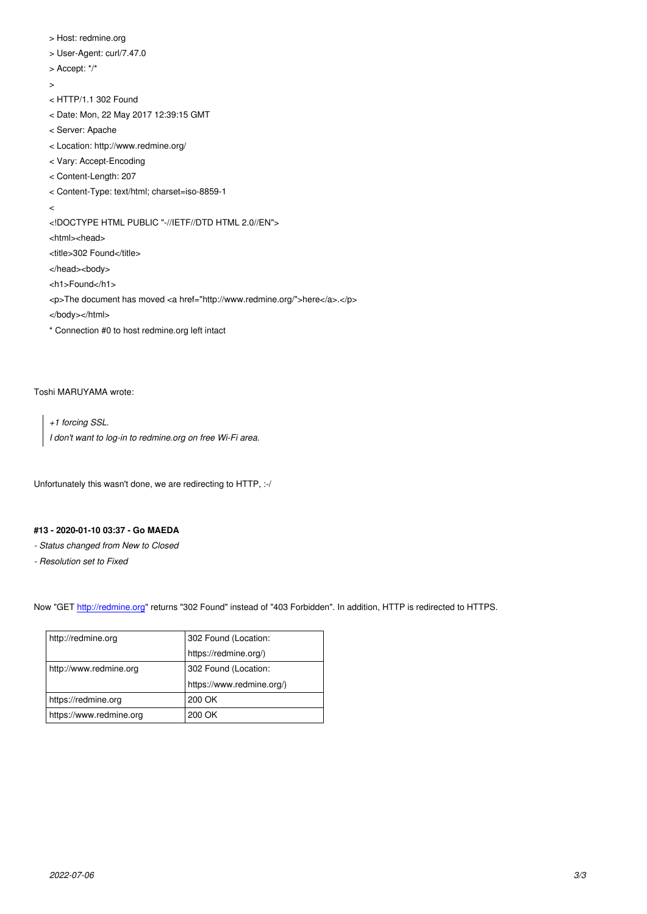```
> Host: redmine.org
> User-Agent: curl/7.47.0
> Accept: */*
>
< HTTP/1.1 302 Found
< Date: Mon, 22 May 2017 12:39:15 GMT
< Server: Apache
< Location: http://www.redmine.org/
< Vary: Accept-Encoding
< Content-Length: 207
< Content-Type: text/html; charset=iso-8859-1
<
<!DOCTYPE HTML PUBLIC "-//IETF//DTD HTML 2.0//EN">
<html><head>
<title>302 Found</title>
</head><body>
<h1>Found</h1>
<p>The document has moved <a href="http://www.redmine.org/">here</a>.</p>
</body></html>
* Connection #0 to host redmine.org left intact
```

Toshi MARUYAMA wrote:

> *+1 forcing SSL.*
> *I don't want to log-in to redmine.org on free Wi-Fi area.*

Unfortunately this wasn't done, we are redirecting to HTTP, :-/

#### #13 - 2020-01-10 03:37 - Go MAEDA

- *Status changed from New to Closed*
- *Resolution set to Fixed*

Now "GET http://redmine.org" returns "302 Found" instead of "403 Forbidden". In addition, HTTP is redirected to HTTPS.

| | |
|---|---|
| http://redmine.org | 302 Found (Location: https://redmine.org/) |
| http://www.redmine.org | 302 Found (Location: https://www.redmine.org/) |
| https://redmine.org | 200 OK |
| https://www.redmine.org | 200 OK |